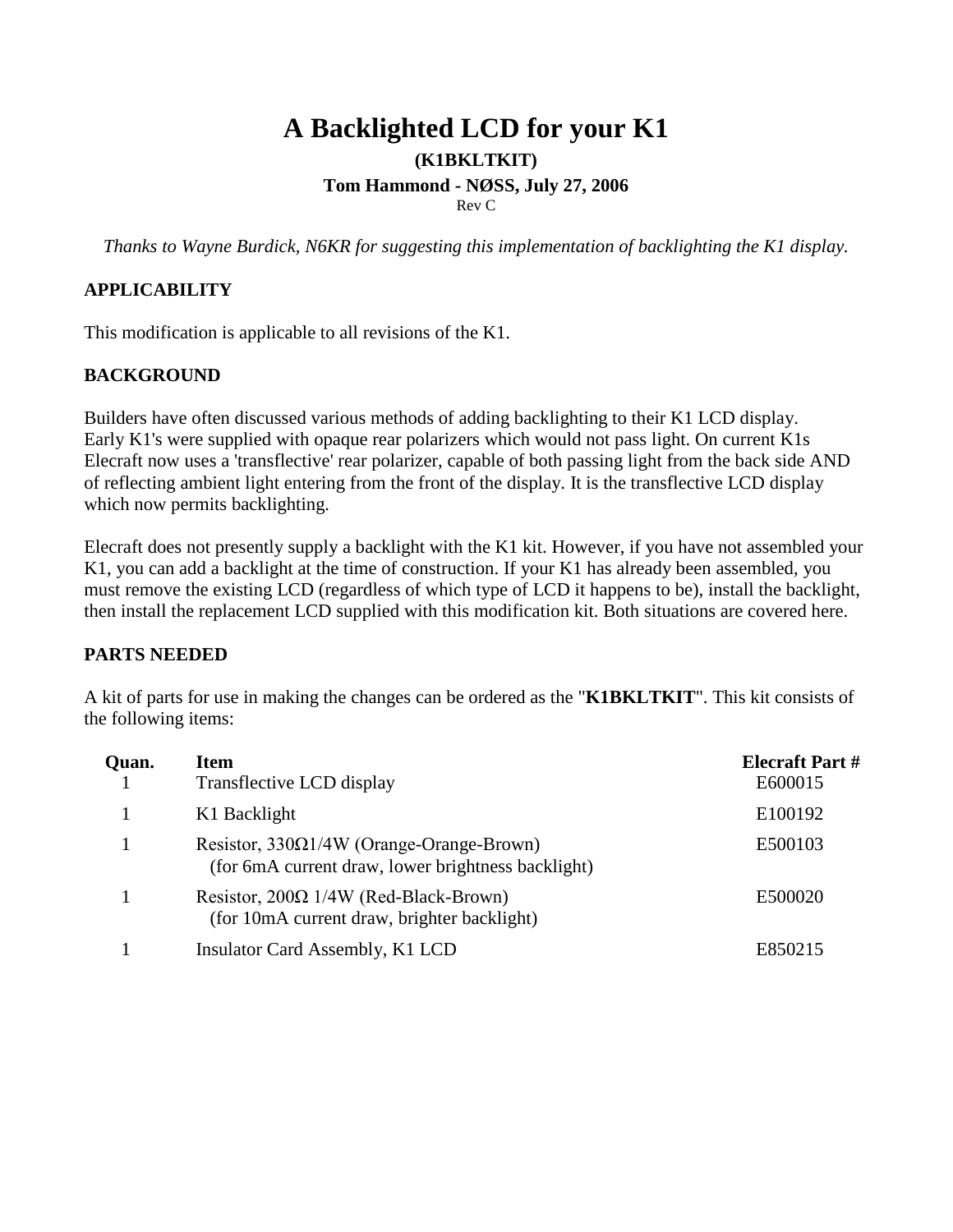# A Backlighted LCD for your K1

**(K1BKLTKIT)**

**Tom Hammond - NØSS, July 27, 2006**

Rev C

*Thanks to Wayne Burdick, N6KR for suggesting this implementation of backlighting the K1 display.*

## APPLICABILITY

This modification is applicable to all revisions of the K1.

## BACKGROUND

Builders have often discussed various methods of adding backlighting to their K1 LCD display. Early K1's were supplied with opaque rear polarizers which would not pass light. On current K1s Elecraft now uses a 'transflective' rear polarizer, capable of both passing light from the back side AND of reflecting ambient light entering from the front of the display. It is the transflective LCD display which now permits backlighting.

Elecraft does not presently supply a backlight with the K1 kit. However, if you have not assembled your K1, you can add a backlight at the time of construction. If your K1 has already been assembled, you must remove the existing LCD (regardless of which type of LCD it happens to be), install the backlight, then install the replacement LCD supplied with this modification kit. Both situations are covered here.

## PARTS NEEDED

A kit of parts for use in making the changes can be ordered as the "**K1BKLTKIT**". This kit consists of the following items:

| Quan. | Item | Elecraft Part # |
|---|---|---|
| 1 | Transflective LCD display | E600015 |
| 1 | K1 Backlight | E100192 |
| 1 | Resistor, 330Ω1/4W (Orange-Orange-Brown) (for 6mA current draw, lower brightness backlight) | E500103 |
| 1 | Resistor, 200Ω 1/4W (Red-Black-Brown) (for 10mA current draw, brighter backlight) | E500020 |
| 1 | Insulator Card Assembly, K1 LCD | E850215 |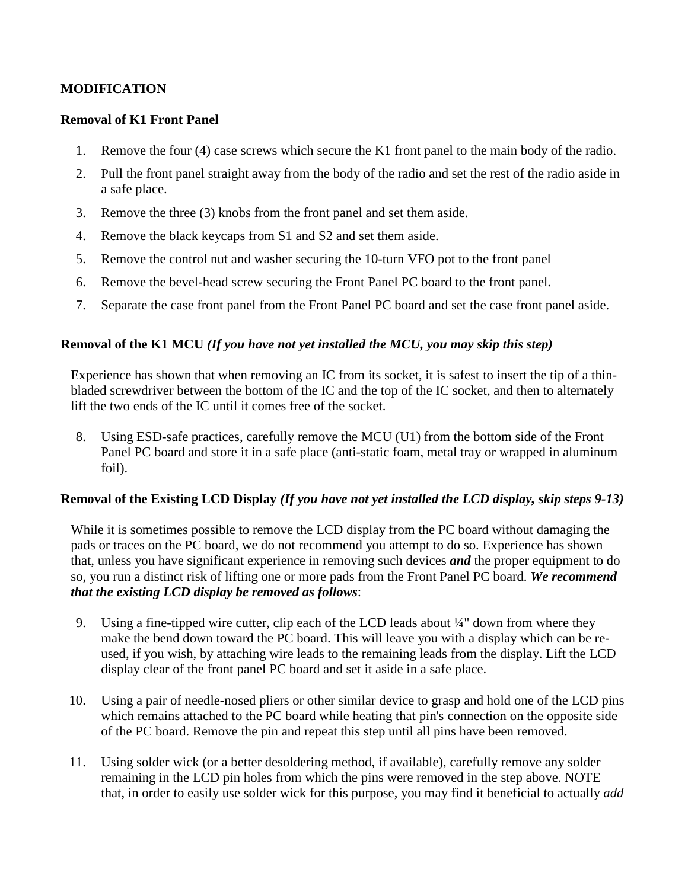**MODIFICATION**

**Removal of K1 Front Panel**

1. Remove the four (4) case screws which secure the K1 front panel to the main body of the radio.
2. Pull the front panel straight away from the body of the radio and set the rest of the radio aside in a safe place.
3. Remove the three (3) knobs from the front panel and set them aside.
4. Remove the black keycaps from S1 and S2 and set them aside.
5. Remove the control nut and washer securing the 10-turn VFO pot to the front panel
6. Remove the bevel-head screw securing the Front Panel PC board to the front panel.
7. Separate the case front panel from the Front Panel PC board and set the case front panel aside.

**Removal of the K1 MCU** ***(If you have not yet installed the MCU, you may skip this step)***

Experience has shown that when removing an IC from its socket, it is safest to insert the tip of a thin-bladed screwdriver between the bottom of the IC and the top of the IC socket, and then to alternately lift the two ends of the IC until it comes free of the socket.

8. Using ESD-safe practices, carefully remove the MCU (U1) from the bottom side of the Front Panel PC board and store it in a safe place (anti-static foam, metal tray or wrapped in aluminum foil).

**Removal of the Existing LCD Display** ***(If you have not yet installed the LCD display, skip steps 9-13)***

While it is sometimes possible to remove the LCD display from the PC board without damaging the pads or traces on the PC board, we do not recommend you attempt to do so. Experience has shown that, unless you have significant experience in removing such devices ***and*** the proper equipment to do so, you run a distinct risk of lifting one or more pads from the Front Panel PC board. ***We recommend that the existing LCD display be removed as follows***:

9. Using a fine-tipped wire cutter, clip each of the LCD leads about ¼" down from where they make the bend down toward the PC board. This will leave you with a display which can be re-used, if you wish, by attaching wire leads to the remaining leads from the display. Lift the LCD display clear of the front panel PC board and set it aside in a safe place.

10. Using a pair of needle-nosed pliers or other similar device to grasp and hold one of the LCD pins which remains attached to the PC board while heating that pin's connection on the opposite side of the PC board. Remove the pin and repeat this step until all pins have been removed.

11. Using solder wick (or a better desoldering method, if available), carefully remove any solder remaining in the LCD pin holes from which the pins were removed in the step above. NOTE that, in order to easily use solder wick for this purpose, you may find it beneficial to actually *add*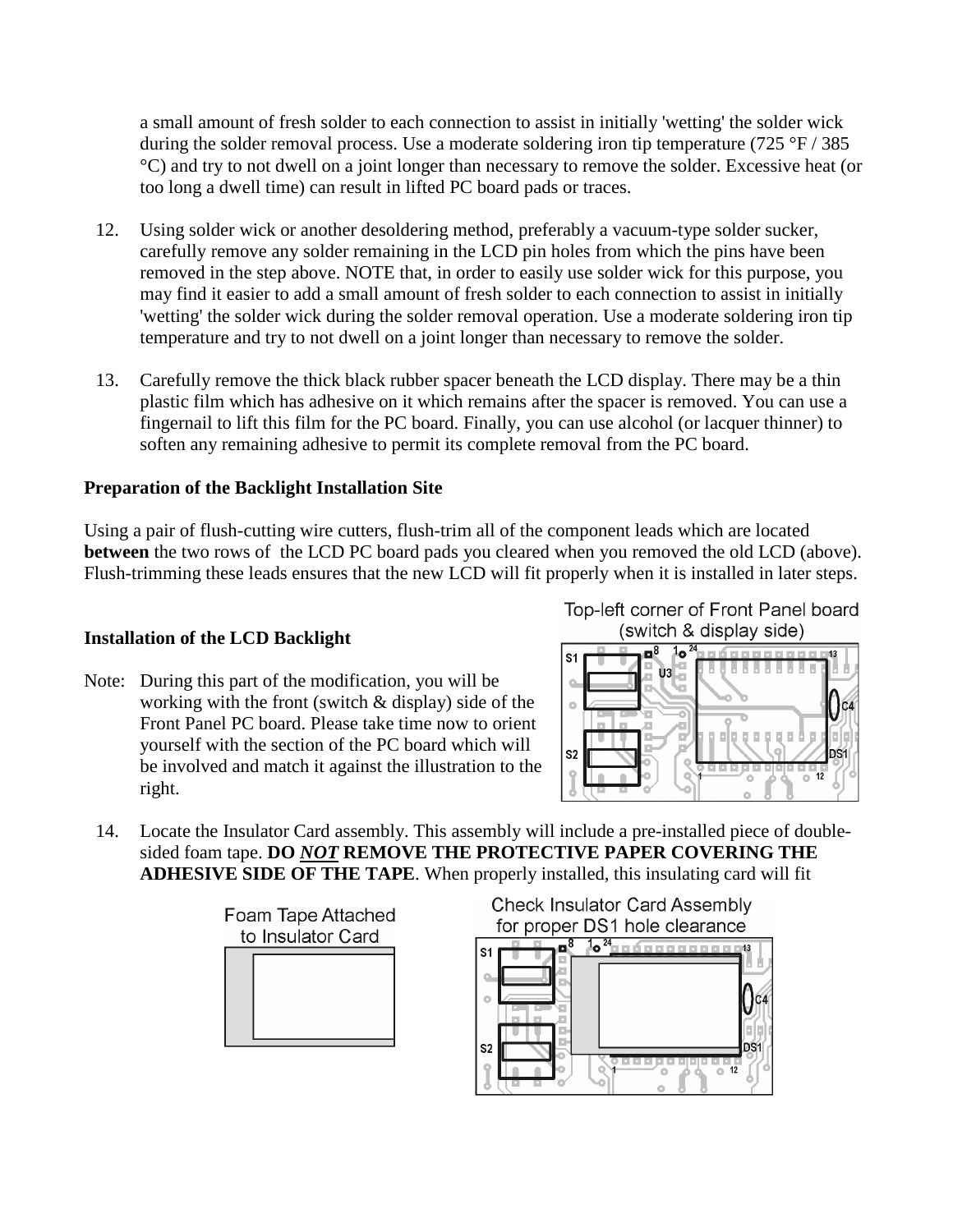a small amount of fresh solder to each connection to assist in initially 'wetting' the solder wick during the solder removal process. Use a moderate soldering iron tip temperature (725 °F / 385 °C) and try to not dwell on a joint longer than necessary to remove the solder. Excessive heat (or too long a dwell time) can result in lifted PC board pads or traces.

12. Using solder wick or another desoldering method, preferably a vacuum-type solder sucker, carefully remove any solder remaining in the LCD pin holes from which the pins have been removed in the step above. NOTE that, in order to easily use solder wick for this purpose, you may find it easier to add a small amount of fresh solder to each connection to assist in initially 'wetting' the solder wick during the solder removal operation. Use a moderate soldering iron tip temperature and try to not dwell on a joint longer than necessary to remove the solder.

13. Carefully remove the thick black rubber spacer beneath the LCD display. There may be a thin plastic film which has adhesive on it which remains after the spacer is removed. You can use a fingernail to lift this film for the PC board. Finally, you can use alcohol (or lacquer thinner) to soften any remaining adhesive to permit its complete removal from the PC board.

**Preparation of the Backlight Installation Site**

Using a pair of flush-cutting wire cutters, flush-trim all of the component leads which are located **between** the two rows of the LCD PC board pads you cleared when you removed the old LCD (above). Flush-trimming these leads ensures that the new LCD will fit properly when it is installed in later steps.

**Installation of the LCD Backlight**

Top-left corner of Front Panel board (switch & display side)

Note: During this part of the modification, you will be working with the front (switch & display) side of the Front Panel PC board. Please take time now to orient yourself with the section of the PC board which will be involved and match it against the illustration to the right.

14. Locate the Insulator Card assembly. This assembly will include a pre-installed piece of double-sided foam tape. **DO *NOT* REMOVE THE PROTECTIVE PAPER COVERING THE ADHESIVE SIDE OF THE TAPE**. When properly installed, this insulating card will fit

Foam Tape Attached to Insulator Card

Check Insulator Card Assembly for proper DS1 hole clearance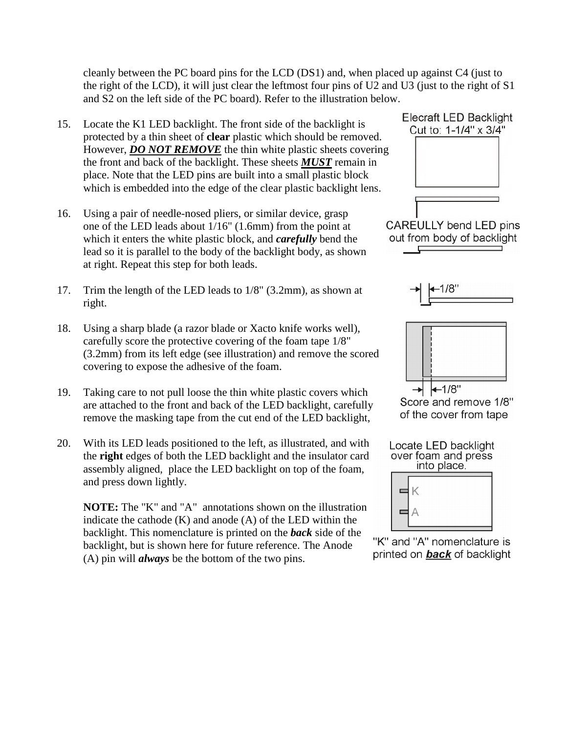cleanly between the PC board pins for the LCD (DS1) and, when placed up against C4 (just to the right of the LCD), it will just clear the leftmost four pins of U2 and U3 (just to the right of S1 and S2 on the left side of the PC board). Refer to the illustration below.

15. Locate the K1 LED backlight. The front side of the backlight is protected by a thin sheet of **clear** plastic which should be removed. However, ***DO NOT REMOVE*** the thin white plastic sheets covering the front and back of the backlight. These sheets ***MUST*** remain in place. Note that the LED pins are built into a small plastic block which is embedded into the edge of the clear plastic backlight lens.

Elecraft LED Backlight
Cut to: 1-1/4" x 3/4"

16. Using a pair of needle-nosed pliers, or similar device, grasp one of the LED leads about 1/16" (1.6mm) from the point at which it enters the white plastic block, and ***carefully*** bend the lead so it is parallel to the body of the backlight body, as shown at right. Repeat this step for both leads.

CAREULLY bend LED pins out from body of backlight

17. Trim the length of the LED leads to 1/8" (3.2mm), as shown at right.

1/8"

18. Using a sharp blade (a razor blade or Xacto knife works well), carefully score the protective covering of the foam tape 1/8" (3.2mm) from its left edge (see illustration) and remove the scored covering to expose the adhesive of the foam.

1/8"
Score and remove 1/8" of the cover from tape

19. Taking care to not pull loose the thin white plastic covers which are attached to the front and back of the LED backlight, carefully remove the masking tape from the cut end of the LED backlight,

20. With its LED leads positioned to the left, as illustrated, and with the **right** edges of both the LED backlight and the insulator card assembly aligned, place the LED backlight on top of the foam, and press down lightly.

    **NOTE:** The "K" and "A" annotations shown on the illustration indicate the cathode (K) and anode (A) of the LED within the backlight. This nomenclature is printed on the ***back*** side of the backlight, but is shown here for future reference. The Anode (A) pin will ***always*** be the bottom of the two pins.

Locate LED backlight over foam and press into place.

K
A

"K" and "A" nomenclature is printed on ***back*** of backlight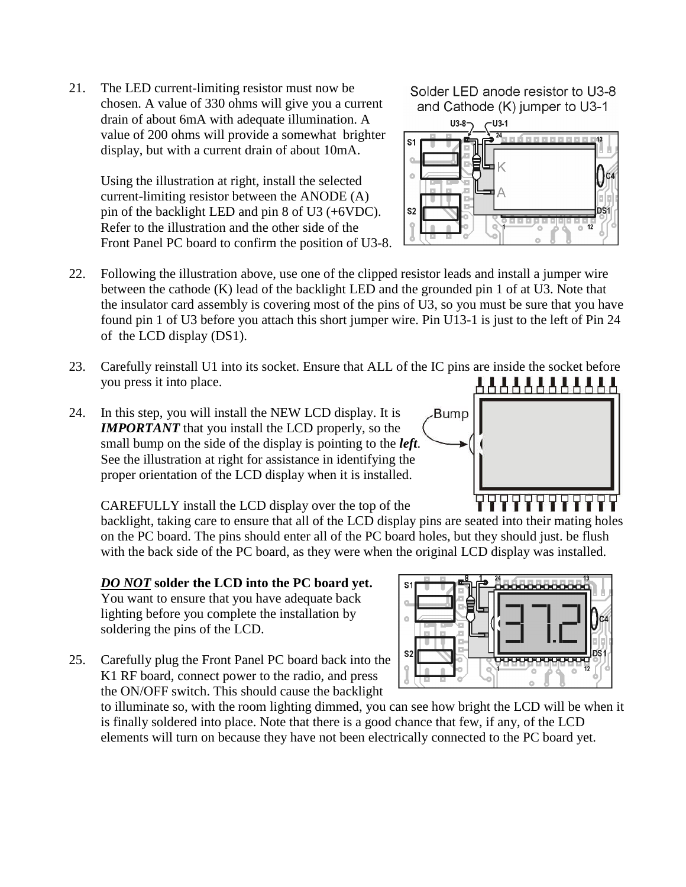21. The LED current-limiting resistor must now be chosen. A value of 330 ohms will give you a current drain of about 6mA with adequate illumination. A value of 200 ohms will provide a somewhat brighter display, but with a current drain of about 10mA.

    Using the illustration at right, install the selected current-limiting resistor between the ANODE (A) pin of the backlight LED and pin 8 of U3 (+6VDC). Refer to the illustration and the other side of the Front Panel PC board to confirm the position of U3-8.

    Solder LED anode resistor to U3-8 and Cathode (K) jumper to U3-1

22. Following the illustration above, use one of the clipped resistor leads and install a jumper wire between the cathode (K) lead of the backlight LED and the grounded pin 1 of at U3. Note that the insulator card assembly is covering most of the pins of U3, so you must be sure that you have found pin 1 of U3 before you attach this short jumper wire. Pin U13-1 is just to the left of Pin 24 of the LCD display (DS1).

23. Carefully reinstall U1 into its socket. Ensure that ALL of the IC pins are inside the socket before you press it into place.

24. In this step, you will install the NEW LCD display. It is ***IMPORTANT*** that you install the LCD properly, so the small bump on the side of the display is pointing to the ***left***. See the illustration at right for assistance in identifying the proper orientation of the LCD display when it is installed.

    CAREFULLY install the LCD display over the top of the backlight, taking care to ensure that all of the LCD display pins are seated into their mating holes on the PC board. The pins should enter all of the PC board holes, but they should just. be flush with the back side of the PC board, as they were when the original LCD display was installed.

    ***DO NOT*** **solder the LCD into the PC board yet.** You want to ensure that you have adequate back lighting before you complete the installation by soldering the pins of the LCD.

25. Carefully plug the Front Panel PC board back into the K1 RF board, connect power to the radio, and press the ON/OFF switch. This should cause the backlight to illuminate so, with the room lighting dimmed, you can see how bright the LCD will be when it is finally soldered into place. Note that there is a good chance that few, if any, of the LCD elements will turn on because they have not been electrically connected to the PC board yet.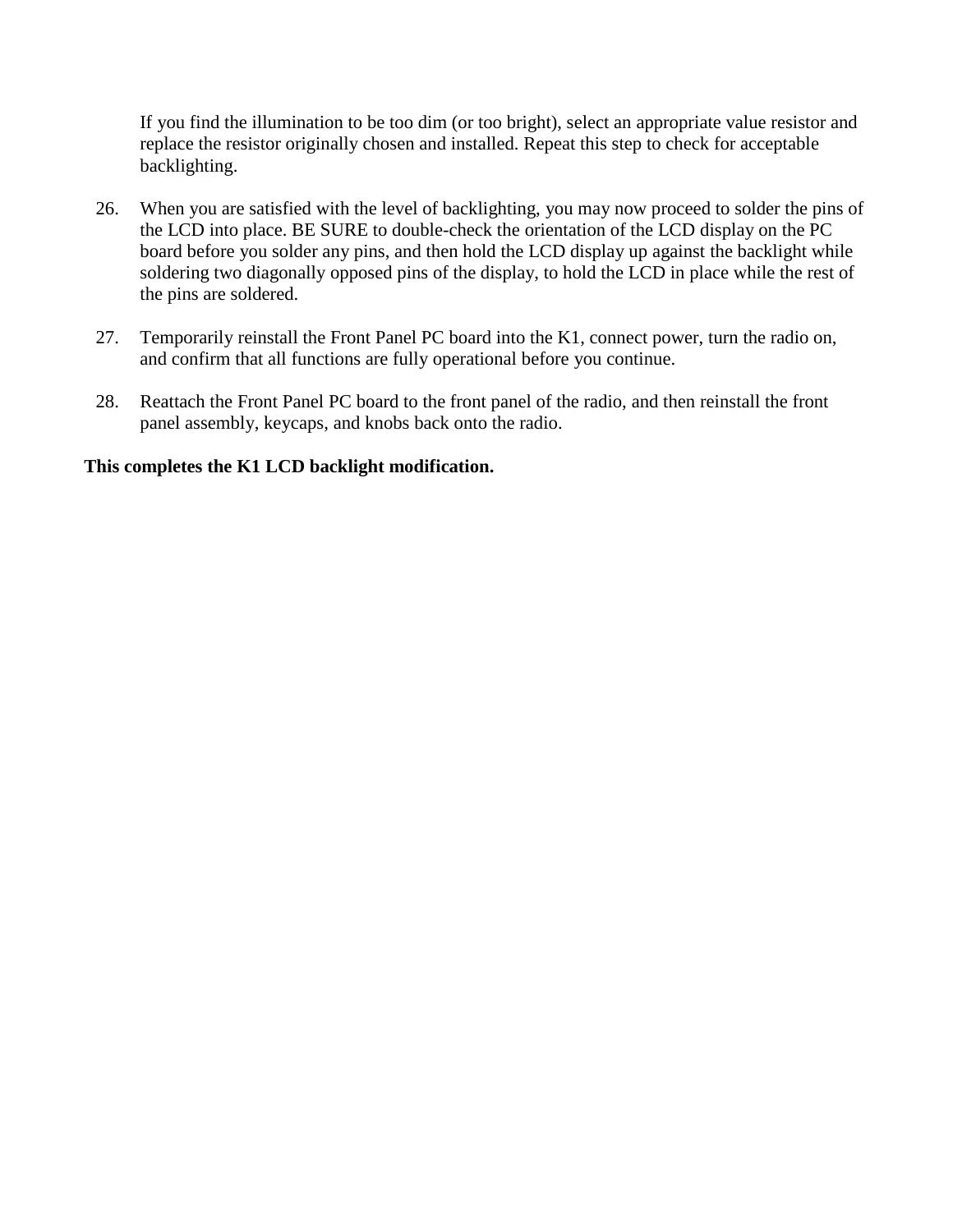If you find the illumination to be too dim (or too bright), select an appropriate value resistor and replace the resistor originally chosen and installed. Repeat this step to check for acceptable backlighting.

26. When you are satisfied with the level of backlighting, you may now proceed to solder the pins of the LCD into place. BE SURE to double-check the orientation of the LCD display on the PC board before you solder any pins, and then hold the LCD display up against the backlight while soldering two diagonally opposed pins of the display, to hold the LCD in place while the rest of the pins are soldered.

27. Temporarily reinstall the Front Panel PC board into the K1, connect power, turn the radio on, and confirm that all functions are fully operational before you continue.

28. Reattach the Front Panel PC board to the front panel of the radio, and then reinstall the front panel assembly, keycaps, and knobs back onto the radio.

**This completes the K1 LCD backlight modification.**